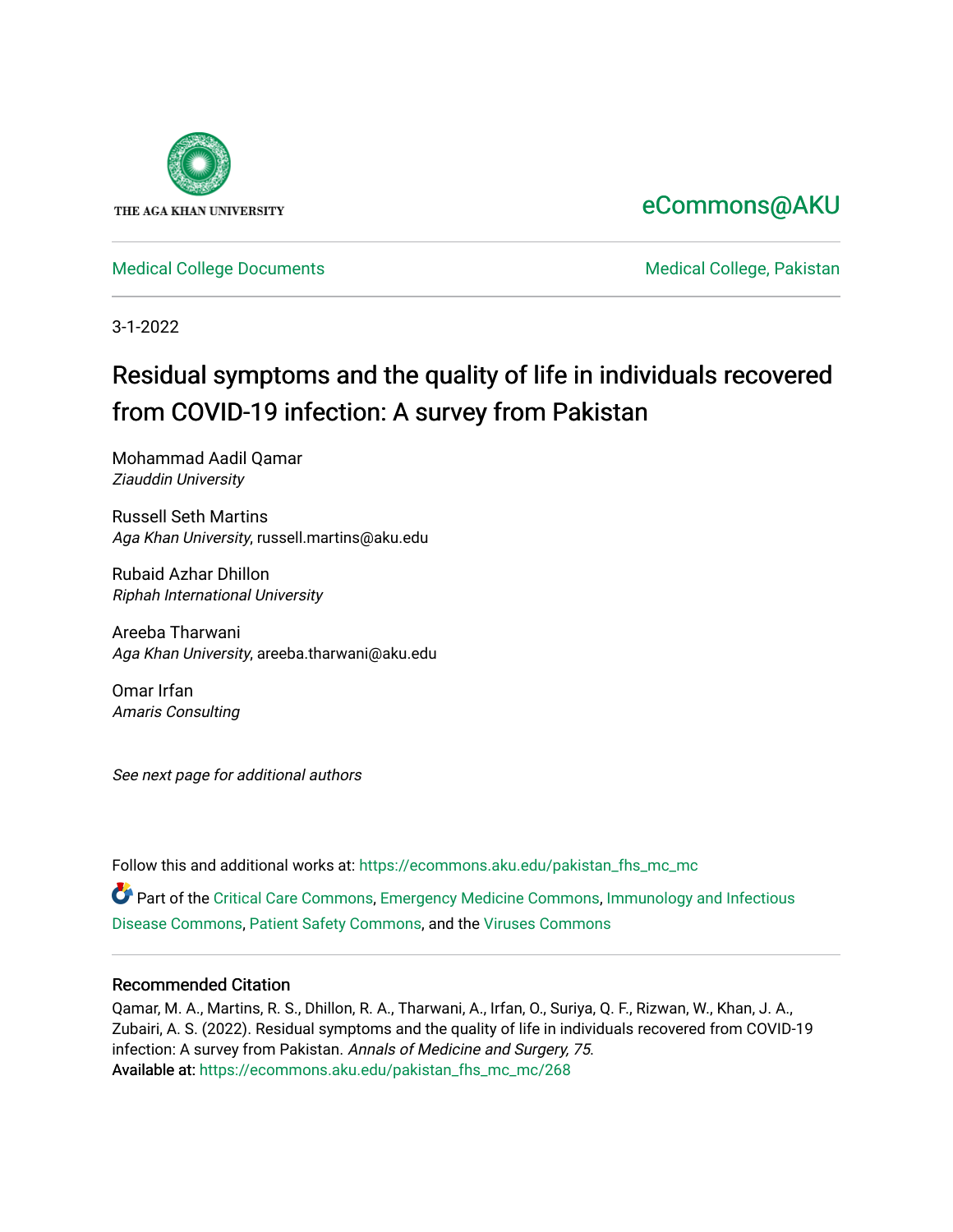THE AGA KHAN UNIVERSITY

eCommons@AKU

Medical College Documents

Medical College, Pakistan

3-1-2022

# Residual symptoms and the quality of life in individuals recovered from COVID-19 infection: A survey from Pakistan

Mohammad Aadil Qamar
*Ziauddin University*

Russell Seth Martins
*Aga Khan University*, russell.martins@aku.edu

Rubaid Azhar Dhillon
*Riphah International University*

Areeba Tharwani
*Aga Khan University*, areeba.tharwani@aku.edu

Omar Irfan
*Amaris Consulting*

*See next page for additional authors*

Follow this and additional works at: https://ecommons.aku.edu/pakistan_fhs_mc_mc

Part of the Critical Care Commons, Emergency Medicine Commons, Immunology and Infectious Disease Commons, Patient Safety Commons, and the Viruses Commons

## Recommended Citation

Qamar, M. A., Martins, R. S., Dhillon, R. A., Tharwani, A., Irfan, O., Suriya, Q. F., Rizwan, W., Khan, J. A., Zubairi, A. S. (2022). Residual symptoms and the quality of life in individuals recovered from COVID-19 infection: A survey from Pakistan. *Annals of Medicine and Surgery, 75*.
Available at: https://ecommons.aku.edu/pakistan_fhs_mc_mc/268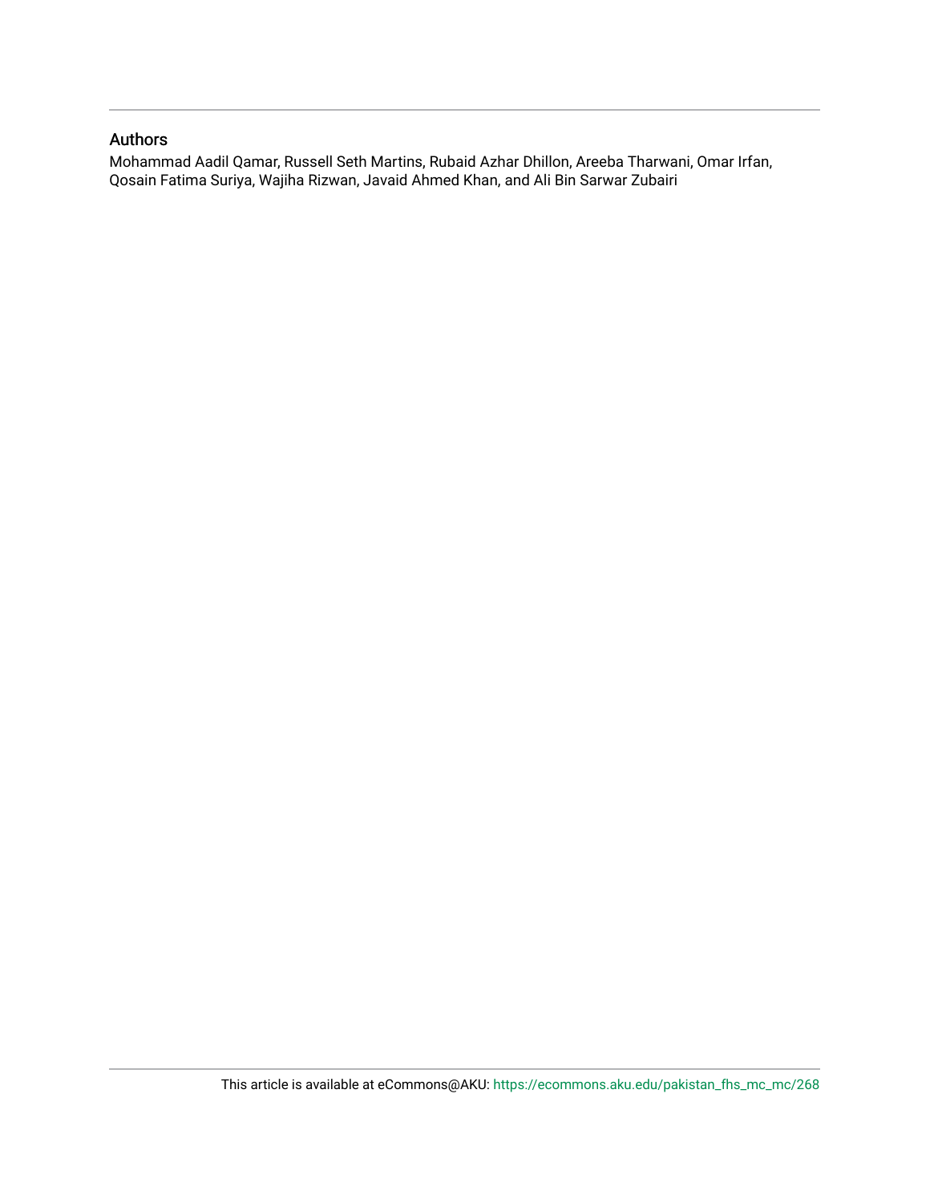## Authors

Mohammad Aadil Qamar, Russell Seth Martins, Rubaid Azhar Dhillon, Areeba Tharwani, Omar Irfan, Qosain Fatima Suriya, Wajiha Rizwan, Javaid Ahmed Khan, and Ali Bin Sarwar Zubairi

This article is available at eCommons@AKU: https://ecommons.aku.edu/pakistan_fhs_mc_mc/268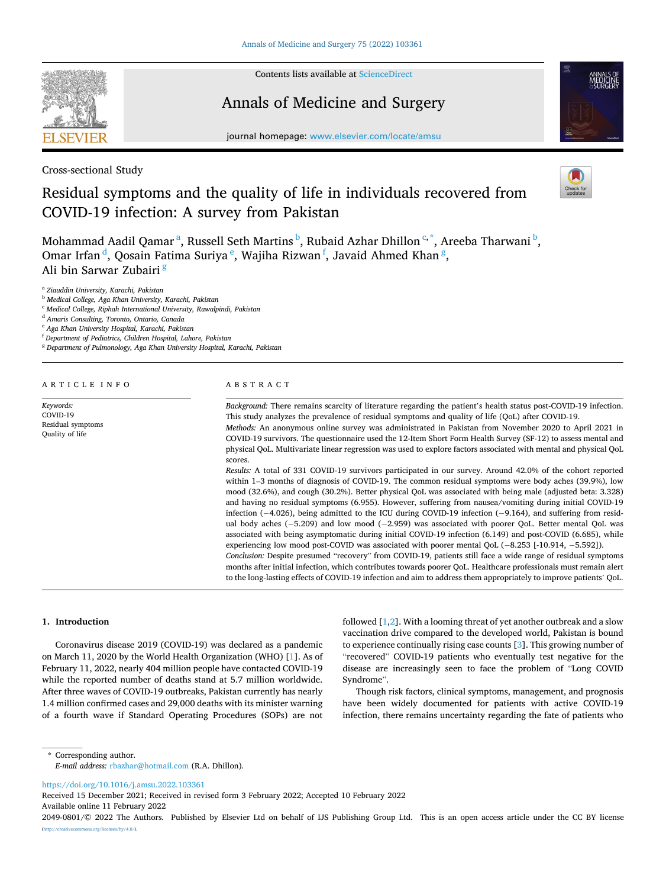Cross-sectional Study

# Residual symptoms and the quality of life in individuals recovered from COVID-19 infection: A survey from Pakistan

Mohammad Aadil Qamar [a], Russell Seth Martins [b], Rubaid Azhar Dhillon [c,*], Areeba Tharwani [b], Omar Irfan [d], Qosain Fatima Suriya [e], Wajiha Rizwan [f], Javaid Ahmed Khan [g], Ali bin Sarwar Zubairi [g]

[a] Ziauddin University, Karachi, Pakistan
[b] Medical College, Aga Khan University, Karachi, Pakistan
[c] Medical College, Riphah International University, Rawalpindi, Pakistan
[d] Amaris Consulting, Toronto, Ontario, Canada
[e] Aga Khan University Hospital, Karachi, Pakistan
[f] Department of Pediatrics, Children Hospital, Lahore, Pakistan
[g] Department of Pulmonology, Aga Khan University Hospital, Karachi, Pakistan

ARTICLE INFO

*Keywords:*
COVID-19
Residual symptoms
Quality of life

ABSTRACT

*Background:* There remains scarcity of literature regarding the patient's health status post-COVID-19 infection. This study analyzes the prevalence of residual symptoms and quality of life (QoL) after COVID-19.

*Methods:* An anonymous online survey was administrated in Pakistan from November 2020 to April 2021 in COVID-19 survivors. The questionnaire used the 12-Item Short Form Health Survey (SF-12) to assess mental and physical QoL. Multivariate linear regression was used to explore factors associated with mental and physical QoL scores.

*Results:* A total of 331 COVID-19 survivors participated in our survey. Around 42.0% of the cohort reported within 1–3 months of diagnosis of COVID-19. The common residual symptoms were body aches (39.9%), low mood (32.6%), and cough (30.2%). Better physical QoL was associated with being male (adjusted beta: 3.328) and having no residual symptoms (6.955). However, suffering from nausea/vomiting during initial COVID-19 infection (−4.026), being admitted to the ICU during COVID-19 infection (−9.164), and suffering from residual body aches (−5.209) and low mood (−2.959) was associated with poorer QoL. Better mental QoL was associated with being asymptomatic during initial COVID-19 infection (6.149) and post-COVID (6.685), while experiencing low mood post-COVID was associated with poorer mental QoL (−8.253 [-10.914, −5.592]).

*Conclusion:* Despite presumed "recovery" from COVID-19, patients still face a wide range of residual symptoms months after initial infection, which contributes towards poorer QoL. Healthcare professionals must remain alert to the long-lasting effects of COVID-19 infection and aim to address them appropriately to improve patients' QoL.

## 1. Introduction

Coronavirus disease 2019 (COVID-19) was declared as a pandemic on March 11, 2020 by the World Health Organization (WHO) [1]. As of February 11, 2022, nearly 404 million people have contacted COVID-19 while the reported number of deaths stand at 5.7 million worldwide. After three waves of COVID-19 outbreaks, Pakistan currently has nearly 1.4 million confirmed cases and 29,000 deaths with its minister warning of a fourth wave if Standard Operating Procedures (SOPs) are not followed [1,2]. With a looming threat of yet another outbreak and a slow vaccination drive compared to the developed world, Pakistan is bound to experience continually rising case counts [3]. This growing number of "recovered" COVID-19 patients who eventually test negative for the disease are increasingly seen to face the problem of "Long COVID Syndrome".

Though risk factors, clinical symptoms, management, and prognosis have been widely documented for patients with active COVID-19 infection, there remains uncertainty regarding the fate of patients who

* Corresponding author.
*E-mail address:* rbazhar@hotmail.com (R.A. Dhillon).

https://doi.org/10.1016/j.amsu.2022.103361
Received 15 December 2021; Received in revised form 3 February 2022; Accepted 10 February 2022
Available online 11 February 2022
2049-0801/© 2022 The Authors. Published by Elsevier Ltd on behalf of IJS Publishing Group Ltd. This is an open access article under the CC BY license (http://creativecommons.org/licenses/by/4.0/).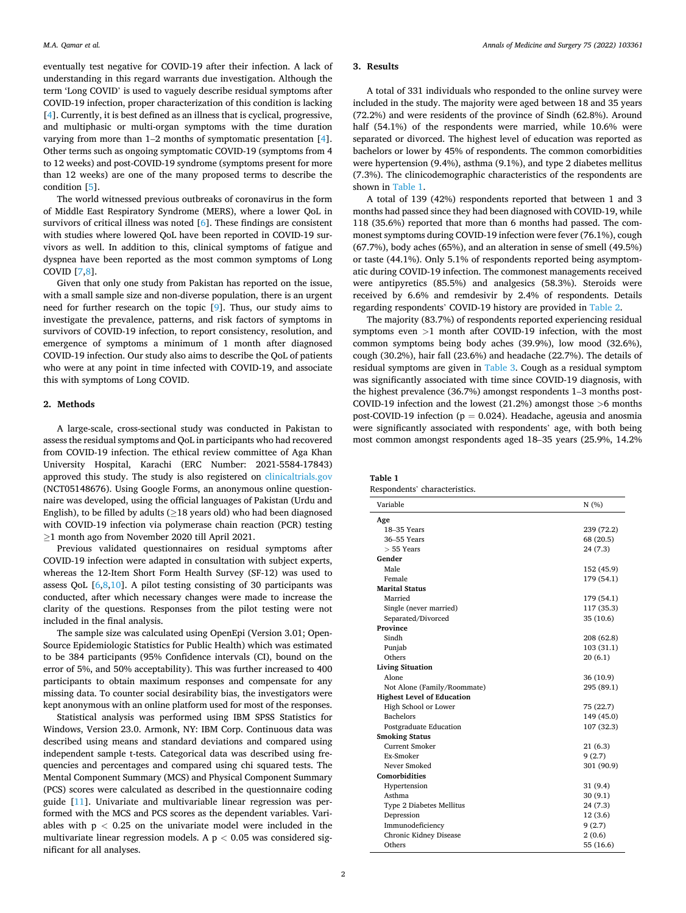eventually test negative for COVID-19 after their infection. A lack of understanding in this regard warrants due investigation. Although the term 'Long COVID' is used to vaguely describe residual symptoms after COVID-19 infection, proper characterization of this condition is lacking [4]. Currently, it is best defined as an illness that is cyclical, progressive, and multiphasic or multi-organ symptoms with the time duration varying from more than 1–2 months of symptomatic presentation [4]. Other terms such as ongoing symptomatic COVID-19 (symptoms from 4 to 12 weeks) and post-COVID-19 syndrome (symptoms present for more than 12 weeks) are one of the many proposed terms to describe the condition [5].

The world witnessed previous outbreaks of coronavirus in the form of Middle East Respiratory Syndrome (MERS), where a lower QoL in survivors of critical illness was noted [6]. These findings are consistent with studies where lowered QoL have been reported in COVID-19 survivors as well. In addition to this, clinical symptoms of fatigue and dyspnea have been reported as the most common symptoms of Long COVID [7,8].

Given that only one study from Pakistan has reported on the issue, with a small sample size and non-diverse population, there is an urgent need for further research on the topic [9]. Thus, our study aims to investigate the prevalence, patterns, and risk factors of symptoms in survivors of COVID-19 infection, to report consistency, resolution, and emergence of symptoms a minimum of 1 month after diagnosed COVID-19 infection. Our study also aims to describe the QoL of patients who were at any point in time infected with COVID-19, and associate this with symptoms of Long COVID.

## 2. Methods

A large-scale, cross-sectional study was conducted in Pakistan to assess the residual symptoms and QoL in participants who had recovered from COVID-19 infection. The ethical review committee of Aga Khan University Hospital, Karachi (ERC Number: 2021-5584-17843) approved this study. The study is also registered on clinicaltrials.gov (NCT05148676). Using Google Forms, an anonymous online questionnaire was developed, using the official languages of Pakistan (Urdu and English), to be filled by adults (≥18 years old) who had been diagnosed with COVID-19 infection via polymerase chain reaction (PCR) testing ≥1 month ago from November 2020 till April 2021.

Previous validated questionnaires on residual symptoms after COVID-19 infection were adapted in consultation with subject experts, whereas the 12-Item Short Form Health Survey (SF-12) was used to assess QoL [6,8,10]. A pilot testing consisting of 30 participants was conducted, after which necessary changes were made to increase the clarity of the questions. Responses from the pilot testing were not included in the final analysis.

The sample size was calculated using OpenEpi (Version 3.01; Open-Source Epidemiologic Statistics for Public Health) which was estimated to be 384 participants (95% Confidence intervals (CI), bound on the error of 5%, and 50% acceptability). This was further increased to 400 participants to obtain maximum responses and compensate for any missing data. To counter social desirability bias, the investigators were kept anonymous with an online platform used for most of the responses.

Statistical analysis was performed using IBM SPSS Statistics for Windows, Version 23.0. Armonk, NY: IBM Corp. Continuous data was described using means and standard deviations and compared using independent sample t-tests. Categorical data was described using frequencies and percentages and compared using chi squared tests. The Mental Component Summary (MCS) and Physical Component Summary (PCS) scores were calculated as described in the questionnaire coding guide [11]. Univariate and multivariable linear regression was performed with the MCS and PCS scores as the dependent variables. Variables with $p < 0.25$ on the univariate model were included in the multivariate linear regression models. A $p < 0.05$ was considered significant for all analyses.

## 3. Results

A total of 331 individuals who responded to the online survey were included in the study. The majority were aged between 18 and 35 years (72.2%) and were residents of the province of Sindh (62.8%). Around half (54.1%) of the respondents were married, while 10.6% were separated or divorced. The highest level of education was reported as bachelors or lower by 45% of respondents. The common comorbidities were hypertension (9.4%), asthma (9.1%), and type 2 diabetes mellitus (7.3%). The clinicodemographic characteristics of the respondents are shown in Table 1.

A total of 139 (42%) respondents reported that between 1 and 3 months had passed since they had been diagnosed with COVID-19, while 118 (35.6%) reported that more than 6 months had passed. The commonest symptoms during COVID-19 infection were fever (76.1%), cough (67.7%), body aches (65%), and an alteration in sense of smell (49.5%) or taste (44.1%). Only 5.1% of respondents reported being asymptomatic during COVID-19 infection. The commonest managements received were antipyretics (85.5%) and analgesics (58.3%). Steroids were received by 6.6% and remdesivir by 2.4% of respondents. Details regarding respondents' COVID-19 history are provided in Table 2.

The majority (83.7%) of respondents reported experiencing residual symptoms even >1 month after COVID-19 infection, with the most common symptoms being body aches (39.9%), low mood (32.6%), cough (30.2%), hair fall (23.6%) and headache (22.7%). The details of residual symptoms are given in Table 3. Cough as a residual symptom was significantly associated with time since COVID-19 diagnosis, with the highest prevalence (36.7%) amongst respondents 1–3 months post-COVID-19 infection and the lowest (21.2%) amongst those >6 months post-COVID-19 infection ($p = 0.024$). Headache, ageusia and anosmia were significantly associated with respondents' age, with both being most common amongst respondents aged 18–35 years (25.9%, 14.2%

**Table 1**
Respondents' characteristics.

| Variable | N (%) |
|---|---|
| **Age** | |
| 18–35 Years | 239 (72.2) |
| 36–55 Years | 68 (20.5) |
| > 55 Years | 24 (7.3) |
| **Gender** | |
| Male | 152 (45.9) |
| Female | 179 (54.1) |
| **Marital Status** | |
| Married | 179 (54.1) |
| Single (never married) | 117 (35.3) |
| Separated/Divorced | 35 (10.6) |
| **Province** | |
| Sindh | 208 (62.8) |
| Punjab | 103 (31.1) |
| Others | 20 (6.1) |
| **Living Situation** | |
| Alone | 36 (10.9) |
| Not Alone (Family/Roommate) | 295 (89.1) |
| **Highest Level of Education** | |
| High School or Lower | 75 (22.7) |
| Bachelors | 149 (45.0) |
| Postgraduate Education | 107 (32.3) |
| **Smoking Status** | |
| Current Smoker | 21 (6.3) |
| Ex-Smoker | 9 (2.7) |
| Never Smoked | 301 (90.9) |
| **Comorbidities** | |
| Hypertension | 31 (9.4) |
| Asthma | 30 (9.1) |
| Type 2 Diabetes Mellitus | 24 (7.3) |
| Depression | 12 (3.6) |
| Immunodeficiency | 9 (2.7) |
| Chronic Kidney Disease | 2 (0.6) |
| Others | 55 (16.6) |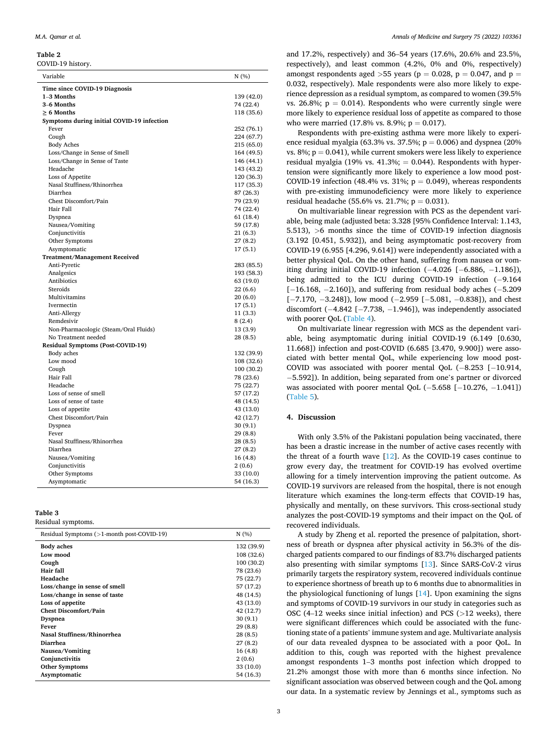**Table 2**
COVID-19 history.

| Variable | N (%) |
|---|---|
| **Time since COVID-19 Diagnosis** | |
| **1–3 Months** | 139 (42.0) |
| **3–6 Months** | 74 (22.4) |
| **≥ 6 Months** | 118 (35.6) |
| **Symptoms during initial COVID-19 infection** | |
| Fever | 252 (76.1) |
| Cough | 224 (67.7) |
| Body Aches | 215 (65.0) |
| Loss/Change in Sense of Smell | 164 (49.5) |
| Loss/Change in Sense of Taste | 146 (44.1) |
| Headache | 143 (43.2) |
| Loss of Appetite | 120 (36.3) |
| Nasal Stuffiness/Rhinorrhea | 117 (35.3) |
| Diarrhea | 87 (26.3) |
| Chest Discomfort/Pain | 79 (23.9) |
| Hair Fall | 74 (22.4) |
| Dyspnea | 61 (18.4) |
| Nausea/Vomiting | 59 (17.8) |
| Conjunctivitis | 21 (6.3) |
| Other Symptoms | 27 (8.2) |
| Asymptomatic | 17 (5.1) |
| **Treatment/Management Received** | |
| Anti-Pyretic | 283 (85.5) |
| Analgesics | 193 (58.3) |
| Antibiotics | 63 (19.0) |
| Steroids | 22 (6.6) |
| Multivitamins | 20 (6.0) |
| Ivermectin | 17 (5.1) |
| Anti-Allergy | 11 (3.3) |
| Remdesivir | 8 (2.4) |
| Non-Pharmacologic (Steam/Oral Fluids) | 13 (3.9) |
| No Treatment needed | 28 (8.5) |
| **Residual Symptoms (Post-COVID-19)** | |
| Body aches | 132 (39.9) |
| Low mood | 108 (32.6) |
| Cough | 100 (30.2) |
| Hair Fall | 78 (23.6) |
| Headache | 75 (22.7) |
| Loss of sense of smell | 57 (17.2) |
| Loss of sense of taste | 48 (14.5) |
| Loss of appetite | 43 (13.0) |
| Chest Discomfort/Pain | 42 (12.7) |
| Dyspnea | 30 (9.1) |
| Fever | 29 (8.8) |
| Nasal Stuffiness/Rhinorrhea | 28 (8.5) |
| Diarrhea | 27 (8.2) |
| Nausea/Vomiting | 16 (4.8) |
| Conjunctivitis | 2 (0.6) |
| Other Symptoms | 33 (10.0) |
| Asymptomatic | 54 (16.3) |

**Table 3**
Residual symptoms.

| Residual Symptoms (>1-month post-COVID-19) | N (%) |
|---|---|
| **Body aches** | 132 (39.9) |
| **Low mood** | 108 (32.6) |
| **Cough** | 100 (30.2) |
| **Hair fall** | 78 (23.6) |
| **Headache** | 75 (22.7) |
| **Loss/change in sense of smell** | 57 (17.2) |
| **Loss/change in sense of taste** | 48 (14.5) |
| **Loss of appetite** | 43 (13.0) |
| **Chest Discomfort/Pain** | 42 (12.7) |
| **Dyspnea** | 30 (9.1) |
| **Fever** | 29 (8.8) |
| **Nasal Stuffiness/Rhinorrhea** | 28 (8.5) |
| **Diarrhea** | 27 (8.2) |
| **Nausea/Vomiting** | 16 (4.8) |
| **Conjunctivitis** | 2 (0.6) |
| **Other Symptoms** | 33 (10.0) |
| **Asymptomatic** | 54 (16.3) |

and 17.2%, respectively) and 36–54 years (17.6%, 20.6% and 23.5%, respectively), and least common (4.2%, 0% and 0%, respectively) amongst respondents aged >55 years ($p = 0.028$, $p = 0.047$, and $p = 0.032$, respectively). Male respondents were also more likely to experience depression as a residual symptom, as compared to women (39.5% vs. 26.8%; $p = 0.014$). Respondents who were currently single were more likely to experience residual loss of appetite as compared to those who were married (17.8% vs. 8.9%; $p = 0.017$).

Respondents with pre-existing asthma were more likely to experience residual myalgia (63.3% vs. 37.5%; $p = 0.006$) and dyspnea (20% vs. 8%; $p = 0.041$), while current smokers were less likely to experience residual myalgia (19% vs. 41.3%; $= 0.044$). Respondents with hypertension were significantly more likely to experience a low mood post-COVID-19 infection (48.4% vs. 31%; $p = 0.049$), whereas respondents with pre-existing immunodeficiency were more likely to experience residual headache (55.6% vs. 21.7%; $p = 0.031$).

On multivariable linear regression with PCS as the dependent variable, being male (adjusted beta: 3.328 [95% Confidence Interval: 1.143, 5.513), >6 months since the time of COVID-19 infection diagnosis (3.192 [0.451, 5.932]), and being asymptomatic post-recovery from COVID-19 (6.955 [4.296, 9.614]) were independently associated with a better physical QoL. On the other hand, suffering from nausea or vomiting during initial COVID-19 infection (−4.026 [−6.886, −1.186]), being admitted to the ICU during COVID-19 infection (−9.164 [−16.168, −2.160]), and suffering from residual body aches (−5.209 [−7.170, −3.248]), low mood (−2.959 [−5.081, −0.838]), and chest discomfort (−4.842 [−7.738, −1.946]), was independently associated with poorer QoL (Table 4).

On multivariate linear regression with MCS as the dependent variable, being asymptomatic during initial COVID-19 (6.149 [0.630, 11.668]) infection and post-COVID (6.685 [3.470, 9.900]) were associated with better mental QoL, while experiencing low mood post-COVID was associated with poorer mental QoL (−8.253 [−10.914, −5.592]). In addition, being separated from one's partner or divorced was associated with poorer mental QoL (−5.658 [−10.276, −1.041]) (Table 5).

## 4. Discussion

With only 3.5% of the Pakistani population being vaccinated, there has been a drastic increase in the number of active cases recently with the threat of a fourth wave [12]. As the COVID-19 cases continue to grow every day, the treatment for COVID-19 has evolved overtime allowing for a timely intervention improving the patient outcome. As COVID-19 survivors are released from the hospital, there is not enough literature which examines the long-term effects that COVID-19 has, physically and mentally, on these survivors. This cross-sectional study analyzes the post-COVID-19 symptoms and their impact on the QoL of recovered individuals.

A study by Zheng et al. reported the presence of palpitation, shortness of breath or dyspnea after physical activity in 56.3% of the discharged patients compared to our findings of 83.7% discharged patients also presenting with similar symptoms [13]. Since SARS-CoV-2 virus primarily targets the respiratory system, recovered individuals continue to experience shortness of breath up to 6 months due to abnormalities in the physiological functioning of lungs [14]. Upon examining the signs and symptoms of COVID-19 survivors in our study in categories such as OSC (4–12 weeks since initial infection) and PCS (>12 weeks), there were significant differences which could be associated with the functioning state of a patients' immune system and age. Multivariate analysis of our data revealed dyspnea to be associated with a poor QoL. In addition to this, cough was reported with the highest prevalence amongst respondents 1–3 months post infection which dropped to 21.2% amongst those with more than 6 months since infection. No significant association was observed between cough and the QoL among our data. In a systematic review by Jennings et al., symptoms such as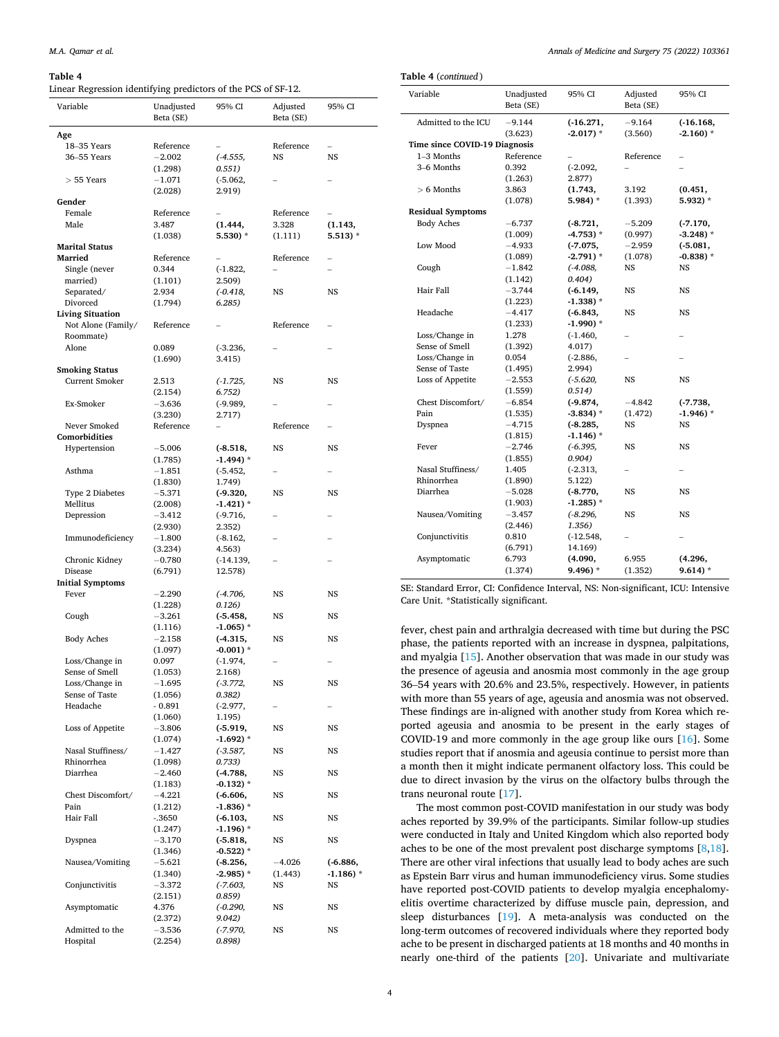**Table 4**
Linear Regression identifying predictors of the PCS of SF-12.

| Variable | Unadjusted Beta (SE) | 95% CI | Adjusted Beta (SE) | 95% CI |
|---|---|---|---|---|
| **Age** | | | | |
| 18–35 Years | Reference | – | Reference | – |
| 36–55 Years | −2.002 (1.298) | *(-4.555, 0.551)* | NS | NS |
| > 55 Years | −1.071 (2.028) | (-5.062, 2.919) | – | – |
| **Gender** | | | | |
| Female | Reference | – | Reference | – |
| Male | 3.487 (1.038) | **(1.444, 5.530)** * | 3.328 (1.111) | **(1.143, 5.513)** * |
| **Marital Status** | | | | |
| **Married** | Reference | – | Reference | – |
| Single (never married) | 0.344 (1.101) | (-1.822, 2.509) | – | – |
| Separated/ Divorced | 2.934 (1.794) | *(-0.418, 6.285)* | NS | NS |
| **Living Situation** | | | | |
| Not Alone (Family/ Roommate) | Reference | – | Reference | – |
| Alone | 0.089 (1.690) | (-3.236, 3.415) | – | – |
| **Smoking Status** | | | | |
| Current Smoker | 2.513 (2.154) | *(-1.725, 6.752)* | NS | NS |
| Ex-Smoker | −3.636 (3.230) | (-9.989, 2.717) | – | – |
| Never Smoked | Reference | – | Reference | – |
| **Comorbidities** | | | | |
| Hypertension | −5.006 (1.785) | **(-8.518, -1.494)** * | NS | NS |
| Asthma | −1.851 (1.830) | (-5.452, 1.749) | – | – |
| Type 2 Diabetes Mellitus | −5.371 (2.008) | **(-9.320, -1.421)** * | NS | NS |
| Depression | −3.412 (2.930) | (-9.716, 2.352) | – | – |
| Immunodeficiency | −1.800 (3.234) | (-8.162, 4.563) | – | – |
| Chronic Kidney Disease | −0.780 (6.791) | (-14.139, 12.578) | – | – |
| **Initial Symptoms** | | | | |
| Fever | −2.290 (1.228) | *(-4.706, 0.126)* | NS | NS |
| Cough | −3.261 (1.116) | **(-5.458, -1.065)** * | NS | NS |
| Body Aches | −2.158 (1.097) | **(-4.315, -0.001)** * | NS | NS |
| Loss/Change in Sense of Smell | 0.097 (1.053) | (-1.974, 2.168) | – | – |
| Loss/Change in Sense of Taste | −1.695 (1.056) | *(-3.772, 0.382)* | NS | NS |
| Headache | - 0.891 (1.060) | (-2.977, 1.195) | – | – |
| Loss of Appetite | −3.806 (1.074) | **(-5.919, -1.692)** * | NS | NS |
| Nasal Stuffiness/ Rhinorrhea | −1.427 (1.098) | *(-3.587, 0.733)* | NS | NS |
| Diarrhea | −2.460 (1.183) | **(-4.788, -0.132)** * | NS | NS |
| Chest Discomfort/ Pain | −4.221 (1.212) | **(-6.606, -1.836)** * | NS | NS |
| Hair Fall | -.3650 (1.247) | **(-6.103, -1.196)** * | NS | NS |
| Dyspnea | −3.170 (1.346) | **(-5.818, -0.522)** * | NS | NS |
| Nausea/Vomiting | −5.621 (1.340) | **(-8.256, -2.985)** * | −4.026 (1.443) | **(-6.886, -1.186)** * |
| Conjunctivitis | −3.372 (2.151) | *(-7.603, 0.859)* | NS | NS |
| Asymptomatic | 4.376 (2.372) | *(-0.290, 9.042)* | NS | NS |
| Admitted to the Hospital | −3.536 (2.254) | *(-7.970, 0.898)* | NS | NS |
| Admitted to the ICU | −9.144 (3.623) | **(-16.271, -2.017)** * | −9.164 (3.560) | **(-16.168, -2.160)** * |
| **Time since COVID-19 Diagnosis** | | | | |
| 1–3 Months | Reference | – | Reference | – |
| 3–6 Months | 0.392 (1.263) | (-2.092, 2.877) | – | – |
| > 6 Months | 3.863 (1.078) | **(1.743, 5.984)** * | 3.192 (1.393) | **(0.451, 5.932)** * |
| **Residual Symptoms** | | | | |
| Body Aches | −6.737 (1.009) | **(-8.721, -4.753)** * | −5.209 (0.997) | **(-7.170, -3.248)** * |
| Low Mood | −4.933 (1.089) | **(-7.075, -2.791)** * | −2.959 (1.078) | **(-5.081, -0.838)** * |
| Cough | −1.842 (1.142) | *(-4.088, 0.404)* | NS | NS |
| Hair Fall | −3.744 (1.223) | **(-6.149, -1.338)** * | NS | NS |
| Headache | −4.417 (1.233) | **(-6.843, -1.990)** * | NS | NS |
| Loss/Change in Sense of Smell | 1.278 (1.392) | (-1.460, 4.017) | – | – |
| Loss/Change in Sense of Taste | 0.054 (1.495) | (-2.886, 2.994) | – | – |
| Loss of Appetite | −2.553 (1.559) | *(-5.620, 0.514)* | NS | NS |
| Chest Discomfort/ Pain | −6.854 (1.535) | **(-9.874, -3.834)** * | −4.842 (1.472) | **(-7.738, -1.946)** * |
| Dyspnea | −4.715 (1.815) | **(-8.285, -1.146)** * | NS | NS |
| Fever | −2.746 (1.855) | *(-6.395, 0.904)* | NS | NS |
| Nasal Stuffiness/ Rhinorrhea | 1.405 (1.890) | (-2.313, 5.122) | – | – |
| Diarrhea | −5.028 (1.903) | **(-8.770, -1.285)** * | NS | NS |
| Nausea/Vomiting | −3.457 (2.446) | *(-8.296, 1.356)* | NS | NS |
| Conjunctivitis | 0.810 (6.791) | (-12.548, 14.169) | – | – |
| Asymptomatic | 6.793 (1.374) | **(4.090, 9.496)** * | 6.955 (1.352) | **(4.296, 9.614)** * |

SE: Standard Error, CI: Confidence Interval, NS: Non-significant, ICU: Intensive Care Unit. *Statistically significant.

fever, chest pain and arthralgia decreased with time but during the PSC phase, the patients reported with an increase in dyspnea, palpitations, and myalgia [15]. Another observation that was made in our study was the presence of ageusia and anosmia most commonly in the age group 36–54 years with 20.6% and 23.5%, respectively. However, in patients with more than 55 years of age, ageusia and anosmia was not observed. These findings are in-aligned with another study from Korea which reported ageusia and anosmia to be present in the early stages of COVID-19 and more commonly in the age group like ours [16]. Some studies report that if anosmia and ageusia continue to persist more than a month then it might indicate permanent olfactory loss. This could be due to direct invasion by the virus on the olfactory bulbs through the trans neuronal route [17].

The most common post-COVID manifestation in our study was body aches reported by 39.9% of the participants. Similar follow-up studies were conducted in Italy and United Kingdom which also reported body aches to be one of the most prevalent post discharge symptoms [8,18]. There are other viral infections that usually lead to body aches are such as Epstein Barr virus and human immunodeficiency virus. Some studies have reported post-COVID patients to develop myalgia encephalomyelitis overtime characterized by diffuse muscle pain, depression, and sleep disturbances [19]. A meta-analysis was conducted on the long-term outcomes of recovered individuals where they reported body ache to be present in discharged patients at 18 months and 40 months in nearly one-third of the patients [20]. Univariate and multivariate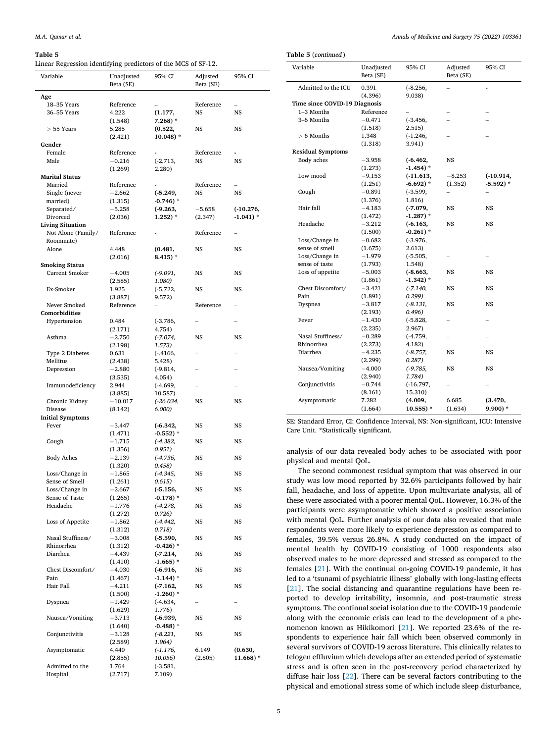**Table 5**

Linear Regression identifying predictors of the MCS of SF-12.

| Variable | Unadjusted Beta (SE) | 95% CI | Adjusted Beta (SE) | 95% CI |
|---|---|---|---|---|
| **Age** | | | | |
| 18–35 Years | Reference | – | Reference | – |
| 36–55 Years | 4.222 (1.548) | **(1.177, 7.268) *** | NS | NS |
| > 55 Years | 5.285 (2.421) | **(0.522, 10.048) *** | NS | NS |
| **Gender** | | | | |
| Female | Reference | - | Reference | - |
| Male | −0.216 (1.269) | (-2.713, 2.280) | NS | NS |
| **Marital Status** | | | | |
| Married | Reference | - | Reference | – |
| Single (never married) | −2.662 (1.315) | **(-5.249, -0.746) *** | NS | NS |
| Separated/ Divorced | −5.258 (2.036) | **(-9.263, 1.252) *** | −5.658 (2.347) | **(-10.276, -1.041) *** |
| **Living Situation** | | | | |
| Not Alone (Family/ Roommate) | Reference | - | Reference | – |
| Alone | 4.448 (2.016) | **(0.481, 8.415) *** | NS | NS |
| **Smoking Status** | | | | |
| Current Smoker | −4.005 (2.585) | *(-9.091, 1.080)* | NS | NS |
| Ex-Smoker | 1.925 (3.887) | (-5.722, 9.572) | NS | NS |
| Never Smoked | Reference | – | Reference | – |
| **Comorbidities** | | | | |
| Hypertension | 0.484 (2.171) | (-3.786, 4.754) | – | – |
| Asthma | −2.750 (2.198) | *(-7.074, 1.573)* | NS | NS |
| Type 2 Diabetes Mellitus | 0.631 (2.438) | (-.4166, 5.428) | – | – |
| Depression | −2.880 (3.535) | (-9.814, 4.054) | – | – |
| Immunodeficiency | 2.944 (3.885) | (-4.699, 10.587) | – | – |
| Chronic Kidney Disease | −10.017 (8.142) | *(-26.034, 6.000)* | NS | NS |
| **Initial Symptoms** | | | | |
| Fever | −3.447 (1.471) | **(-6.342, -0.552) *** | NS | NS |
| Cough | −1.715 (1.356) | *(-4.382, 0.951)* | NS | NS |
| Body Aches | −2.139 (1.320) | *(-4.736, 0.458)* | NS | NS |
| Loss/Change in Sense of Smell | −1.865 (1.261) | *(-4.345, 0.615)* | NS | NS |
| Loss/Change in Sense of Taste | −2.667 (1.265) | **(-5.156, -0.178) *** | NS | NS |
| Headache | −1.776 (1.272) | *(-4.278, 0.726)* | NS | NS |
| Loss of Appetite | −1.862 (1.312) | *(-4.442, 0.718)* | NS | NS |
| Nasal Stuffiness/ Rhinorrhea | −3.008 (1.312) | **(-5.590, -0.426) *** | NS | NS |
| Diarrhea | −4.439 (1.410) | **(-7.214, -1.665) *** | NS | NS |
| Chest Discomfort/ Pain | −4.030 (1.467) | **(-6.916, -1.144) *** | NS | NS |
| Hair Fall | −4.211 (1.500) | **(-7.162, -1.260) *** | NS | NS |
| Dyspnea | −1.429 (1.629) | (-4.634, 1.776) | – | – |
| Nausea/Vomiting | −3.713 (1.640) | **(-6.939, -0.488) *** | NS | NS |
| Conjunctivitis | −3.128 (2.589) | *(-8.221, 1.964)* | NS | NS |
| Asymptomatic | 4.440 (2.855) | *(-1.176, 10.056)* | 6.149 (2.805) | **(0.630, 11.668) *** |
| Admitted to the Hospital | 1.764 (2.717) | (-3.581, 7.109) | – | – |
| Admitted to the ICU | 0.391 (4.396) | (-8.256, 9.038) | – | - |
| **Time since COVID-19 Diagnosis** | | | | |
| 1–3 Months | Reference | – | – | – |
| 3–6 Months | −0.471 (1.518) | (-3.456, 2.515) | – | – |
| > 6 Months | 1.348 (1.318) | (-1.246, 3.941) | – | – |
| **Residual Symptoms** | | | | |
| Body aches | −3.958 (1.273) | **(-6.462, -1.454) *** | NS | |
| Low mood | −9.153 (1.251) | **(-11.613, -6.692) *** | −8.253 (1.352) | **(-10.914, -5.592) *** |
| Cough | −0.891 (1.376) | (-3.599, 1.816) | – | – |
| Hair fall | −4.183 (1.472) | **(-7.079, -1.287) *** | NS | NS |
| Headache | −3.212 (1.500) | **(-6.163, -0.261) *** | NS | NS |
| Loss/Change in sense of smell | −0.682 (1.675) | (-3.976, 2.613) | – | – |
| Loss/Change in sense of taste | −1.979 (1.793) | (-5.505, 1.548) | – | – |
| Loss of appetite | −5.003 (1.861) | **(-8.663, -1.342) *** | NS | NS |
| Chest Discomfort/ Pain | −3.421 (1.891) | *(-7.140, 0.299)* | NS | NS |
| Dyspnea | −3.817 (2.193) | *(-8.131, 0.496)* | NS | NS |
| Fever | −1.430 (2.235) | (-5.828, 2.967) | – | – |
| Nasal Stuffiness/ Rhinorrhea | −0.289 (2.273) | (-4.759, 4.182) | – | – |
| Diarrhea | −4.235 (2.299) | *(-8.757, 0.287)* | NS | NS |
| Nausea/Vomiting | −4.000 (2.940) | *(-9.785, 1.784)* | NS | NS |
| Conjunctivitis | −0.744 (8.161) | (-16.797, 15.310) | – | – |
| Asymptomatic | 7.282 (1.664) | **(4.009, 10.555) *** | 6.685 (1.634) | **(3.470, 9.900) *** |

SE: Standard Error, CI: Confidence Interval, NS: Non-significant, ICU: Intensive Care Unit. *Statistically significant.

analysis of our data revealed body aches to be associated with poor physical and mental QoL.

The second commonest residual symptom that was observed in our study was low mood reported by 32.6% participants followed by hair fall, headache, and loss of appetite. Upon multivariate analysis, all of these were associated with a poorer mental QoL. However, 16.3% of the participants were asymptomatic which showed a positive association with mental QoL. Further analysis of our data also revealed that male respondents were more likely to experience depression as compared to females, 39.5% versus 26.8%. A study conducted on the impact of mental health by COVID-19 consisting of 1000 respondents also observed males to be more depressed and stressed as compared to the females [21]. With the continual on-going COVID-19 pandemic, it has led to a 'tsunami of psychiatric illness' globally with long-lasting effects [21]. The social distancing and quarantine regulations have been reported to develop irritability, insomnia, and post-traumatic stress symptoms. The continual social isolation due to the COVID-19 pandemic along with the economic crisis can lead to the development of a phenomenon known as Hikikomori [21]. We reported 23.6% of the respondents to experience hair fall which been observed commonly in several survivors of COVID-19 across literature. This clinically relates to telogen effluvium which develops after an extended period of systematic stress and is often seen in the post-recovery period characterized by diffuse hair loss [22]. There can be several factors contributing to the physical and emotional stress some of which include sleep disturbance,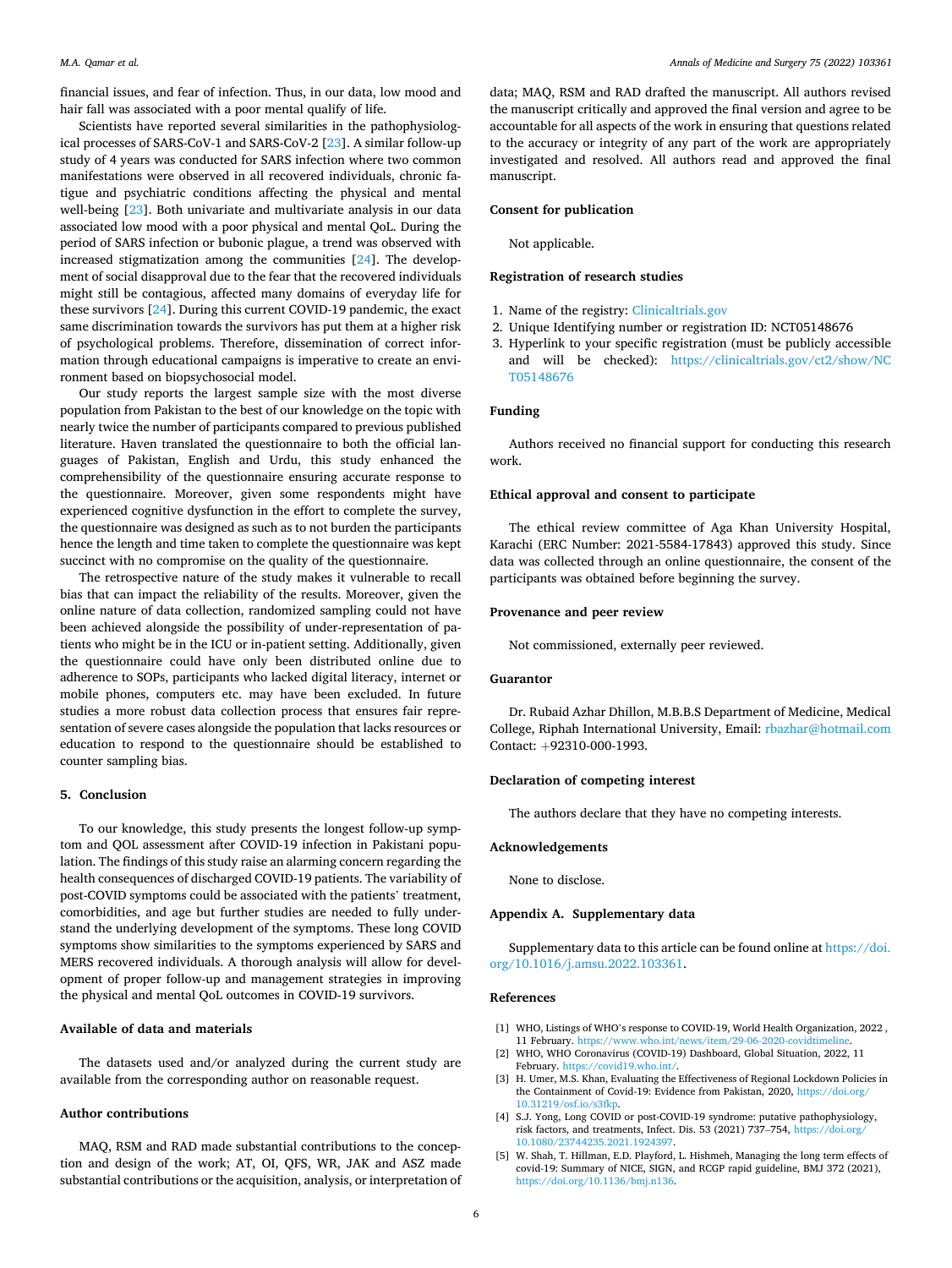financial issues, and fear of infection. Thus, in our data, low mood and hair fall was associated with a poor mental qualify of life.

Scientists have reported several similarities in the pathophysiological processes of SARS-CoV-1 and SARS-CoV-2 [23]. A similar follow-up study of 4 years was conducted for SARS infection where two common manifestations were observed in all recovered individuals, chronic fatigue and psychiatric conditions affecting the physical and mental well-being [23]. Both univariate and multivariate analysis in our data associated low mood with a poor physical and mental QoL. During the period of SARS infection or bubonic plague, a trend was observed with increased stigmatization among the communities [24]. The development of social disapproval due to the fear that the recovered individuals might still be contagious, affected many domains of everyday life for these survivors [24]. During this current COVID-19 pandemic, the exact same discrimination towards the survivors has put them at a higher risk of psychological problems. Therefore, dissemination of correct information through educational campaigns is imperative to create an environment based on biopsychosocial model.

Our study reports the largest sample size with the most diverse population from Pakistan to the best of our knowledge on the topic with nearly twice the number of participants compared to previous published literature. Haven translated the questionnaire to both the official languages of Pakistan, English and Urdu, this study enhanced the comprehensibility of the questionnaire ensuring accurate response to the questionnaire. Moreover, given some respondents might have experienced cognitive dysfunction in the effort to complete the survey, the questionnaire was designed as such as to not burden the participants hence the length and time taken to complete the questionnaire was kept succinct with no compromise on the quality of the questionnaire.

The retrospective nature of the study makes it vulnerable to recall bias that can impact the reliability of the results. Moreover, given the online nature of data collection, randomized sampling could not have been achieved alongside the possibility of under-representation of patients who might be in the ICU or in-patient setting. Additionally, given the questionnaire could have only been distributed online due to adherence to SOPs, participants who lacked digital literacy, internet or mobile phones, computers etc. may have been excluded. In future studies a more robust data collection process that ensures fair representation of severe cases alongside the population that lacks resources or education to respond to the questionnaire should be established to counter sampling bias.

## 5. Conclusion

To our knowledge, this study presents the longest follow-up symptom and QOL assessment after COVID-19 infection in Pakistani population. The findings of this study raise an alarming concern regarding the health consequences of discharged COVID-19 patients. The variability of post-COVID symptoms could be associated with the patients' treatment, comorbidities, and age but further studies are needed to fully understand the underlying development of the symptoms. These long COVID symptoms show similarities to the symptoms experienced by SARS and MERS recovered individuals. A thorough analysis will allow for development of proper follow-up and management strategies in improving the physical and mental QoL outcomes in COVID-19 survivors.

## Available of data and materials

The datasets used and/or analyzed during the current study are available from the corresponding author on reasonable request.

## Author contributions

MAQ, RSM and RAD made substantial contributions to the conception and design of the work; AT, OI, QFS, WR, JAK and ASZ made substantial contributions or the acquisition, analysis, or interpretation of data; MAQ, RSM and RAD drafted the manuscript. All authors revised the manuscript critically and approved the final version and agree to be accountable for all aspects of the work in ensuring that questions related to the accuracy or integrity of any part of the work are appropriately investigated and resolved. All authors read and approved the final manuscript.

## Consent for publication

Not applicable.

## Registration of research studies

1. Name of the registry: Clinicaltrials.gov
2. Unique Identifying number or registration ID: NCT05148676
3. Hyperlink to your specific registration (must be publicly accessible and will be checked): https://clinicaltrials.gov/ct2/show/NCT05148676

## Funding

Authors received no financial support for conducting this research work.

## Ethical approval and consent to participate

The ethical review committee of Aga Khan University Hospital, Karachi (ERC Number: 2021-5584-17843) approved this study. Since data was collected through an online questionnaire, the consent of the participants was obtained before beginning the survey.

## Provenance and peer review

Not commissioned, externally peer reviewed.

## Guarantor

Dr. Rubaid Azhar Dhillon, M.B.B.S Department of Medicine, Medical College, Riphah International University, Email: rbazhar@hotmail.com Contact: +92310-000-1993.

## Declaration of competing interest

The authors declare that they have no competing interests.

## Acknowledgements

None to disclose.

## Appendix A. Supplementary data

Supplementary data to this article can be found online at https://doi.org/10.1016/j.amsu.2022.103361.

## References

[1] WHO, Listings of WHO's response to COVID-19, World Health Organization, 2022 , 11 February. https://www.who.int/news/item/29-06-2020-covidtimeline.

[2] WHO, WHO Coronavirus (COVID-19) Dashboard, Global Situation, 2022, 11 February. https://covid19.who.int/.

[3] H. Umer, M.S. Khan, Evaluating the Effectiveness of Regional Lockdown Policies in the Containment of Covid-19: Evidence from Pakistan, 2020, https://doi.org/10.31219/osf.io/s3fkp.

[4] S.J. Yong, Long COVID or post-COVID-19 syndrome: putative pathophysiology, risk factors, and treatments, Infect. Dis. 53 (2021) 737–754, https://doi.org/10.1080/23744235.2021.1924397.

[5] W. Shah, T. Hillman, E.D. Playford, L. Hishmeh, Managing the long term effects of covid-19: Summary of NICE, SIGN, and RCGP rapid guideline, BMJ 372 (2021), https://doi.org/10.1136/bmj.n136.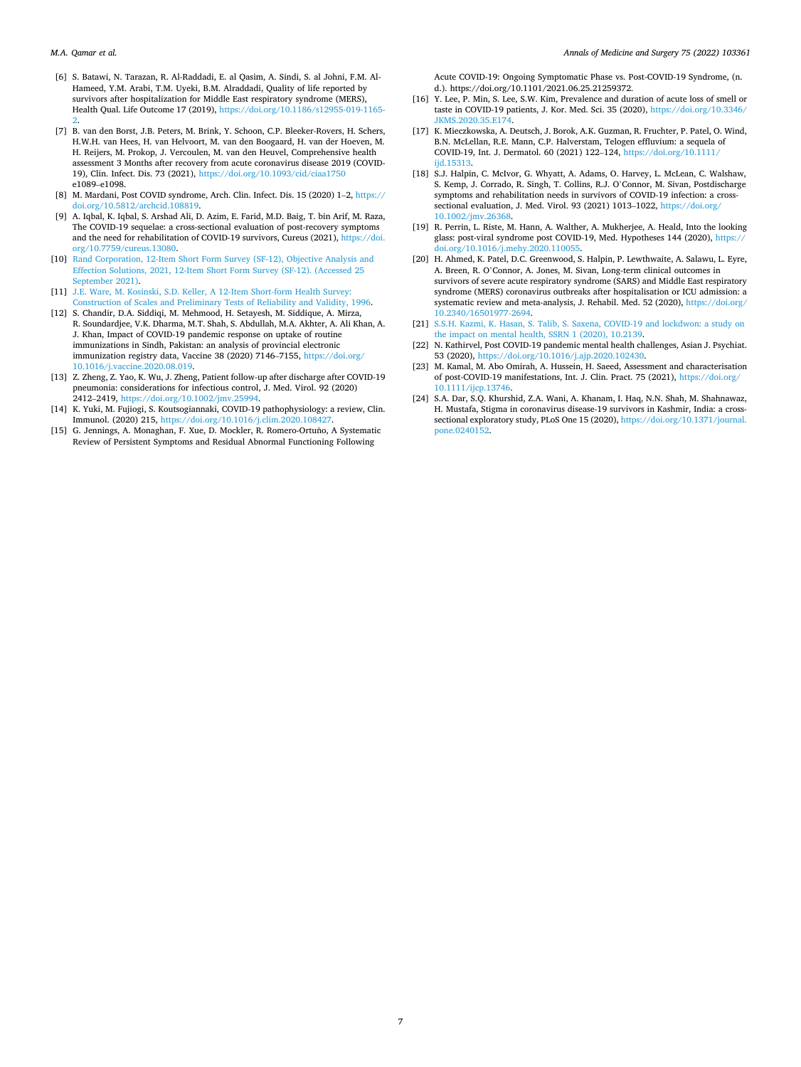[6] S. Batawi, N. Tarazan, R. Al-Raddadi, E. al Qasim, A. Sindi, S. al Johni, F.M. Al-Hameed, Y.M. Arabi, T.M. Uyeki, B.M. Alraddadi, Quality of life reported by survivors after hospitalization for Middle East respiratory syndrome (MERS), Health Qual. Life Outcome 17 (2019), https://doi.org/10.1186/s12955-019-1165-2.

[7] B. van den Borst, J.B. Peters, M. Brink, Y. Schoon, C.P. Bleeker-Rovers, H. Schers, H.W.H. van Hees, H. van Helvoort, M. van den Boogaard, H. van der Hoeven, M. H. Reijers, M. Prokop, J. Vercoulen, M. van den Heuvel, Comprehensive health assessment 3 Months after recovery from acute coronavirus disease 2019 (COVID-19), Clin. Infect. Dis. 73 (2021), https://doi.org/10.1093/cid/ciaa1750 e1089–e1098.

[8] M. Mardani, Post COVID syndrome, Arch. Clin. Infect. Dis. 15 (2020) 1–2, https://doi.org/10.5812/archcid.108819.

[9] A. Iqbal, K. Iqbal, S. Arshad Ali, D. Azim, E. Farid, M.D. Baig, T. bin Arif, M. Raza, The COVID-19 sequelae: a cross-sectional evaluation of post-recovery symptoms and the need for rehabilitation of COVID-19 survivors, Cureus (2021), https://doi.org/10.7759/cureus.13080.

[10] Rand Corporation, 12-Item Short Form Survey (SF-12), Objective Analysis and Effection Solutions, 2021, 12-Item Short Form Survey (SF-12). (Accessed 25 September 2021).

[11] J.E. Ware, M. Kosinski, S.D. Keller, A 12-Item Short-form Health Survey: Construction of Scales and Preliminary Tests of Reliability and Validity, 1996.

[12] S. Chandir, D.A. Siddiqi, M. Mehmood, H. Setayesh, M. Siddique, A. Mirza, R. Soundardjee, V.K. Dharma, M.T. Shah, S. Abdullah, M.A. Akhter, A. Ali Khan, A. J. Khan, Impact of COVID-19 pandemic response on uptake of routine immunizations in Sindh, Pakistan: an analysis of provincial electronic immunization registry data, Vaccine 38 (2020) 7146–7155, https://doi.org/10.1016/j.vaccine.2020.08.019.

[13] Z. Zheng, Z. Yao, K. Wu, J. Zheng, Patient follow-up after discharge after COVID-19 pneumonia: considerations for infectious control, J. Med. Virol. 92 (2020) 2412–2419, https://doi.org/10.1002/jmv.25994.

[14] K. Yuki, M. Fujiogi, S. Koutsogiannaki, COVID-19 pathophysiology: a review, Clin. Immunol. (2020) 215, https://doi.org/10.1016/j.clim.2020.108427.

[15] G. Jennings, A. Monaghan, F. Xue, D. Mockler, R. Romero-Ortuño, A Systematic Review of Persistent Symptoms and Residual Abnormal Functioning Following Acute COVID-19: Ongoing Symptomatic Phase vs. Post-COVID-19 Syndrome, (n. d.). https://doi.org/10.1101/2021.06.25.21259372.

[16] Y. Lee, P. Min, S. Lee, S.W. Kim, Prevalence and duration of acute loss of smell or taste in COVID-19 patients, J. Kor. Med. Sci. 35 (2020), https://doi.org/10.3346/JKMS.2020.35.E174.

[17] K. Mieczkowska, A. Deutsch, J. Borok, A.K. Guzman, R. Fruchter, P. Patel, O. Wind, B.N. McLellan, R.E. Mann, C.P. Halverstam, Telogen effluvium: a sequela of COVID-19, Int. J. Dermatol. 60 (2021) 122–124, https://doi.org/10.1111/ijd.15313.

[18] S.J. Halpin, C. McIvor, G. Whyatt, A. Adams, O. Harvey, L. McLean, C. Walshaw, S. Kemp, J. Corrado, R. Singh, T. Collins, R.J. O'Connor, M. Sivan, Postdischarge symptoms and rehabilitation needs in survivors of COVID-19 infection: a cross-sectional evaluation, J. Med. Virol. 93 (2021) 1013–1022, https://doi.org/10.1002/jmv.26368.

[19] R. Perrin, L. Riste, M. Hann, A. Walther, A. Mukherjee, A. Heald, Into the looking glass: post-viral syndrome post COVID-19, Med. Hypotheses 144 (2020), https://doi.org/10.1016/j.mehy.2020.110055.

[20] H. Ahmed, K. Patel, D.C. Greenwood, S. Halpin, P. Lewthwaite, A. Salawu, L. Eyre, A. Breen, R. O'Connor, A. Jones, M. Sivan, Long-term clinical outcomes in survivors of severe acute respiratory syndrome (SARS) and Middle East respiratory syndrome (MERS) coronavirus outbreaks after hospitalisation or ICU admission: a systematic review and meta-analysis, J. Rehabil. Med. 52 (2020), https://doi.org/10.2340/16501977-2694.

[21] S.S.H. Kazmi, K. Hasan, S. Talib, S. Saxena, COVID-19 and lockdwon: a study on the impact on mental health, SSRN 1 (2020), 10.2139.

[22] N. Kathirvel, Post COVID-19 pandemic mental health challenges, Asian J. Psychiat. 53 (2020), https://doi.org/10.1016/j.ajp.2020.102430.

[23] M. Kamal, M. Abo Omirah, A. Hussein, H. Saeed, Assessment and characterisation of post-COVID-19 manifestations, Int. J. Clin. Pract. 75 (2021), https://doi.org/10.1111/ijcp.13746.

[24] S.A. Dar, S.Q. Khurshid, Z.A. Wani, A. Khanam, I. Haq, N.N. Shah, M. Shahnawaz, H. Mustafa, Stigma in coronavirus disease-19 survivors in Kashmir, India: a cross-sectional exploratory study, PLoS One 15 (2020), https://doi.org/10.1371/journal.pone.0240152.